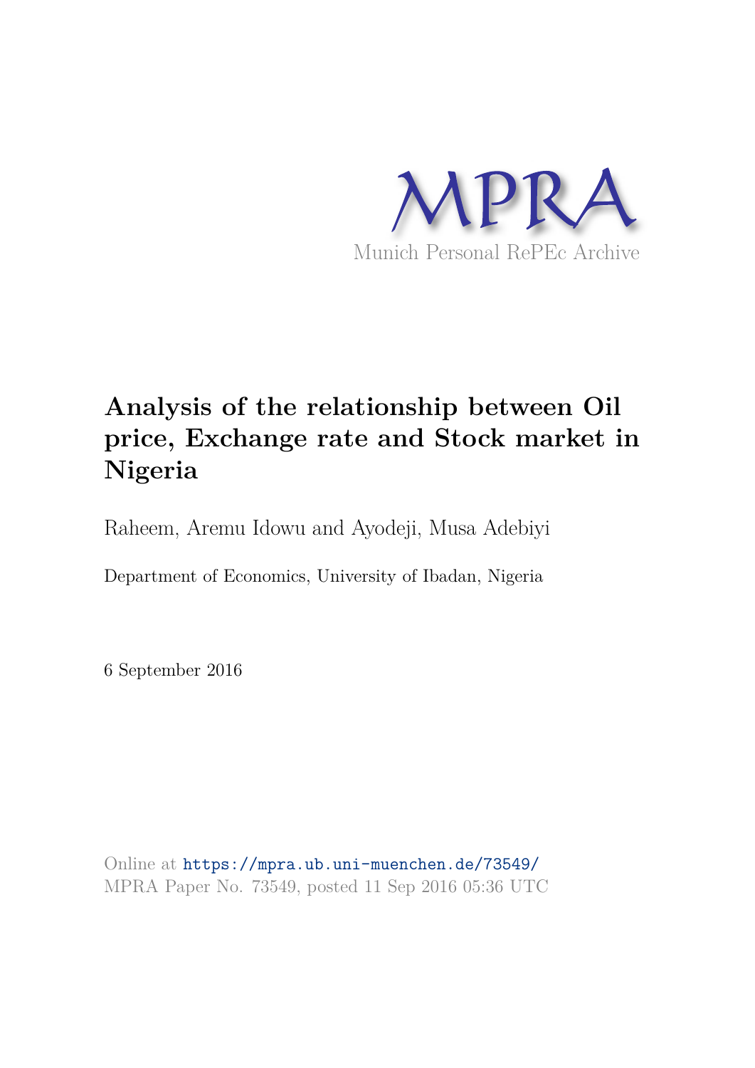MPRA

Munich Personal RePEc Archive

# Analysis of the relationship between Oil price, Exchange rate and Stock market in Nigeria

Raheem, Aremu Idowu and Ayodeji, Musa Adebiyi

Department of Economics, University of Ibadan, Nigeria

6 September 2016

Online at https://mpra.ub.uni-muenchen.de/73549/
MPRA Paper No. 73549, posted 11 Sep 2016 05:36 UTC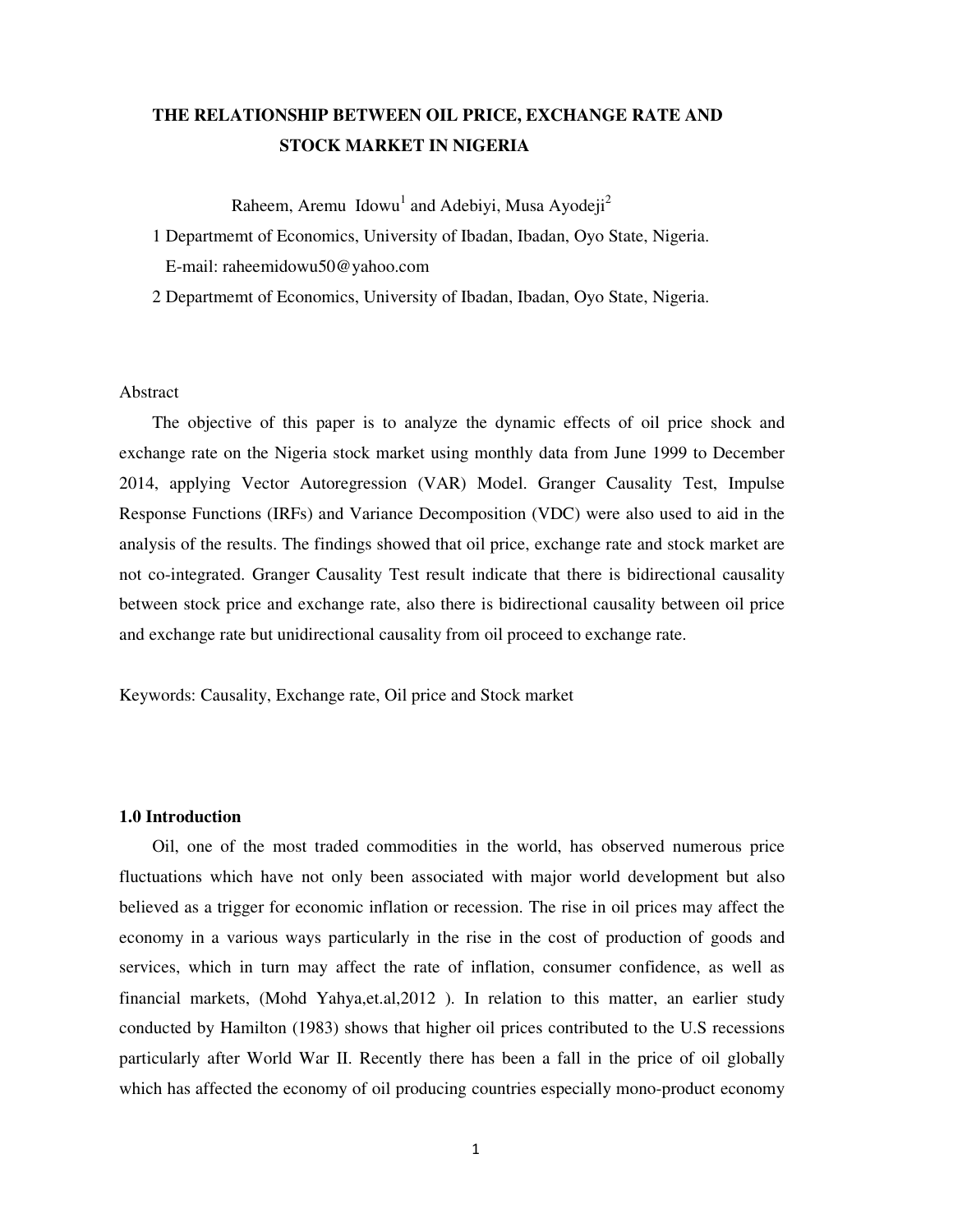# THE RELATIONSHIP BETWEEN OIL PRICE, EXCHANGE RATE AND STOCK MARKET IN NIGERIA

Raheem, Aremu Idowu[1] and Adebiyi, Musa Ayodeji[2]

1 Departmemt of Economics, University of Ibadan, Ibadan, Oyo State, Nigeria.
E-mail: raheemidowu50@yahoo.com

2 Departmemt of Economics, University of Ibadan, Ibadan, Oyo State, Nigeria.

Abstract

The objective of this paper is to analyze the dynamic effects of oil price shock and exchange rate on the Nigeria stock market using monthly data from June 1999 to December 2014, applying Vector Autoregression (VAR) Model. Granger Causality Test, Impulse Response Functions (IRFs) and Variance Decomposition (VDC) were also used to aid in the analysis of the results. The findings showed that oil price, exchange rate and stock market are not co-integrated. Granger Causality Test result indicate that there is bidirectional causality between stock price and exchange rate, also there is bidirectional causality between oil price and exchange rate but unidirectional causality from oil proceed to exchange rate.

Keywords: Causality, Exchange rate, Oil price and Stock market

## 1.0 Introduction

Oil, one of the most traded commodities in the world, has observed numerous price fluctuations which have not only been associated with major world development but also believed as a trigger for economic inflation or recession. The rise in oil prices may affect the economy in a various ways particularly in the rise in the cost of production of goods and services, which in turn may affect the rate of inflation, consumer confidence, as well as financial markets, (Mohd Yahya,et.al,2012 ). In relation to this matter, an earlier study conducted by Hamilton (1983) shows that higher oil prices contributed to the U.S recessions particularly after World War II. Recently there has been a fall in the price of oil globally which has affected the economy of oil producing countries especially mono-product economy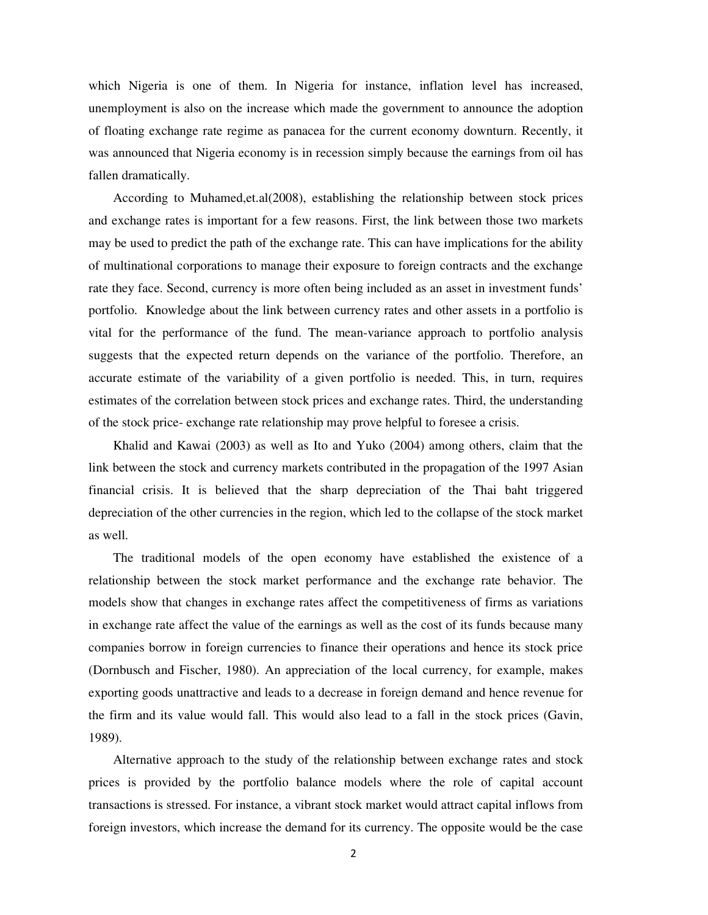which Nigeria is one of them. In Nigeria for instance, inflation level has increased, unemployment is also on the increase which made the government to announce the adoption of floating exchange rate regime as panacea for the current economy downturn. Recently, it was announced that Nigeria economy is in recession simply because the earnings from oil has fallen dramatically.

According to Muhamed,et.al(2008), establishing the relationship between stock prices and exchange rates is important for a few reasons. First, the link between those two markets may be used to predict the path of the exchange rate. This can have implications for the ability of multinational corporations to manage their exposure to foreign contracts and the exchange rate they face. Second, currency is more often being included as an asset in investment funds' portfolio. Knowledge about the link between currency rates and other assets in a portfolio is vital for the performance of the fund. The mean-variance approach to portfolio analysis suggests that the expected return depends on the variance of the portfolio. Therefore, an accurate estimate of the variability of a given portfolio is needed. This, in turn, requires estimates of the correlation between stock prices and exchange rates. Third, the understanding of the stock price- exchange rate relationship may prove helpful to foresee a crisis.

Khalid and Kawai (2003) as well as Ito and Yuko (2004) among others, claim that the link between the stock and currency markets contributed in the propagation of the 1997 Asian financial crisis. It is believed that the sharp depreciation of the Thai baht triggered depreciation of the other currencies in the region, which led to the collapse of the stock market as well.

The traditional models of the open economy have established the existence of a relationship between the stock market performance and the exchange rate behavior. The models show that changes in exchange rates affect the competitiveness of firms as variations in exchange rate affect the value of the earnings as well as the cost of its funds because many companies borrow in foreign currencies to finance their operations and hence its stock price (Dornbusch and Fischer, 1980). An appreciation of the local currency, for example, makes exporting goods unattractive and leads to a decrease in foreign demand and hence revenue for the firm and its value would fall. This would also lead to a fall in the stock prices (Gavin, 1989).

Alternative approach to the study of the relationship between exchange rates and stock prices is provided by the portfolio balance models where the role of capital account transactions is stressed. For instance, a vibrant stock market would attract capital inflows from foreign investors, which increase the demand for its currency. The opposite would be the case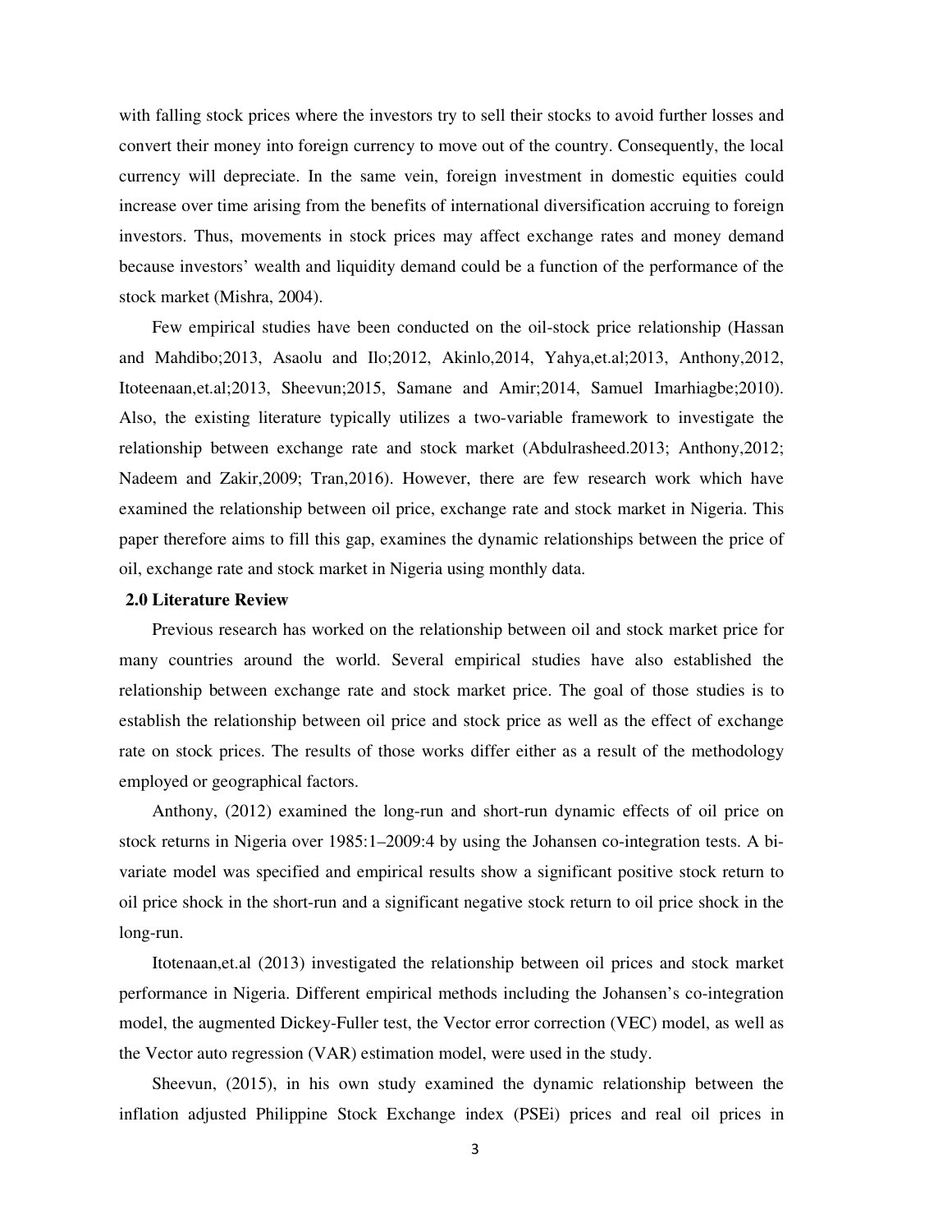with falling stock prices where the investors try to sell their stocks to avoid further losses and convert their money into foreign currency to move out of the country. Consequently, the local currency will depreciate. In the same vein, foreign investment in domestic equities could increase over time arising from the benefits of international diversification accruing to foreign investors. Thus, movements in stock prices may affect exchange rates and money demand because investors' wealth and liquidity demand could be a function of the performance of the stock market (Mishra, 2004).

Few empirical studies have been conducted on the oil-stock price relationship (Hassan and Mahdibo;2013, Asaolu and Ilo;2012, Akinlo,2014, Yahya,et.al;2013, Anthony,2012, Itoteenaan,et.al;2013, Sheevun;2015, Samane and Amir;2014, Samuel Imarhiagbe;2010). Also, the existing literature typically utilizes a two-variable framework to investigate the relationship between exchange rate and stock market (Abdulrasheed.2013; Anthony,2012; Nadeem and Zakir,2009; Tran,2016). However, there are few research work which have examined the relationship between oil price, exchange rate and stock market in Nigeria. This paper therefore aims to fill this gap, examines the dynamic relationships between the price of oil, exchange rate and stock market in Nigeria using monthly data.

## 2.0 Literature Review

Previous research has worked on the relationship between oil and stock market price for many countries around the world. Several empirical studies have also established the relationship between exchange rate and stock market price. The goal of those studies is to establish the relationship between oil price and stock price as well as the effect of exchange rate on stock prices. The results of those works differ either as a result of the methodology employed or geographical factors.

Anthony, (2012) examined the long-run and short-run dynamic effects of oil price on stock returns in Nigeria over 1985:1–2009:4 by using the Johansen co-integration tests. A bi-variate model was specified and empirical results show a significant positive stock return to oil price shock in the short-run and a significant negative stock return to oil price shock in the long-run.

Itotenaan,et.al (2013) investigated the relationship between oil prices and stock market performance in Nigeria. Different empirical methods including the Johansen's co-integration model, the augmented Dickey-Fuller test, the Vector error correction (VEC) model, as well as the Vector auto regression (VAR) estimation model, were used in the study.

Sheevun, (2015), in his own study examined the dynamic relationship between the inflation adjusted Philippine Stock Exchange index (PSEi) prices and real oil prices in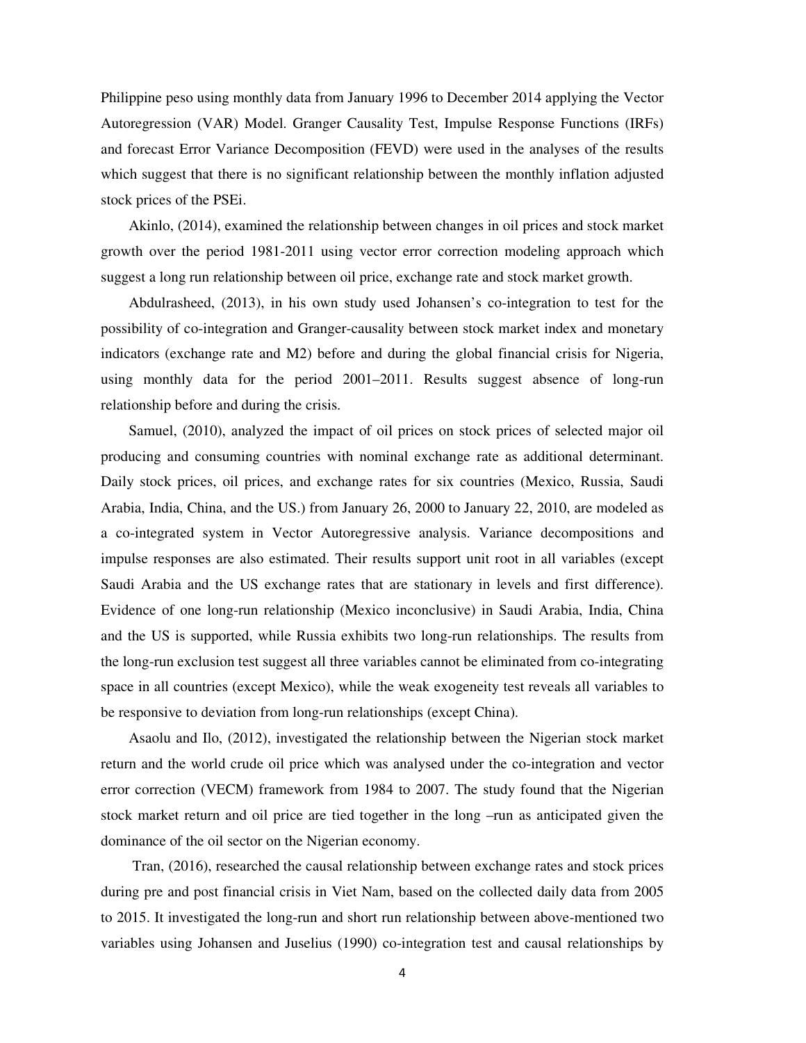Philippine peso using monthly data from January 1996 to December 2014 applying the Vector Autoregression (VAR) Model. Granger Causality Test, Impulse Response Functions (IRFs) and forecast Error Variance Decomposition (FEVD) were used in the analyses of the results which suggest that there is no significant relationship between the monthly inflation adjusted stock prices of the PSEi.

Akinlo, (2014), examined the relationship between changes in oil prices and stock market growth over the period 1981-2011 using vector error correction modeling approach which suggest a long run relationship between oil price, exchange rate and stock market growth.

Abdulrasheed, (2013), in his own study used Johansen's co-integration to test for the possibility of co-integration and Granger-causality between stock market index and monetary indicators (exchange rate and M2) before and during the global financial crisis for Nigeria, using monthly data for the period 2001–2011. Results suggest absence of long-run relationship before and during the crisis.

Samuel, (2010), analyzed the impact of oil prices on stock prices of selected major oil producing and consuming countries with nominal exchange rate as additional determinant. Daily stock prices, oil prices, and exchange rates for six countries (Mexico, Russia, Saudi Arabia, India, China, and the US.) from January 26, 2000 to January 22, 2010, are modeled as a co-integrated system in Vector Autoregressive analysis. Variance decompositions and impulse responses are also estimated. Their results support unit root in all variables (except Saudi Arabia and the US exchange rates that are stationary in levels and first difference). Evidence of one long-run relationship (Mexico inconclusive) in Saudi Arabia, India, China and the US is supported, while Russia exhibits two long-run relationships. The results from the long-run exclusion test suggest all three variables cannot be eliminated from co-integrating space in all countries (except Mexico), while the weak exogeneity test reveals all variables to be responsive to deviation from long-run relationships (except China).

Asaolu and Ilo, (2012), investigated the relationship between the Nigerian stock market return and the world crude oil price which was analysed under the co-integration and vector error correction (VECM) framework from 1984 to 2007. The study found that the Nigerian stock market return and oil price are tied together in the long –run as anticipated given the dominance of the oil sector on the Nigerian economy.

Tran, (2016), researched the causal relationship between exchange rates and stock prices during pre and post financial crisis in Viet Nam, based on the collected daily data from 2005 to 2015. It investigated the long-run and short run relationship between above-mentioned two variables using Johansen and Juselius (1990) co-integration test and causal relationships by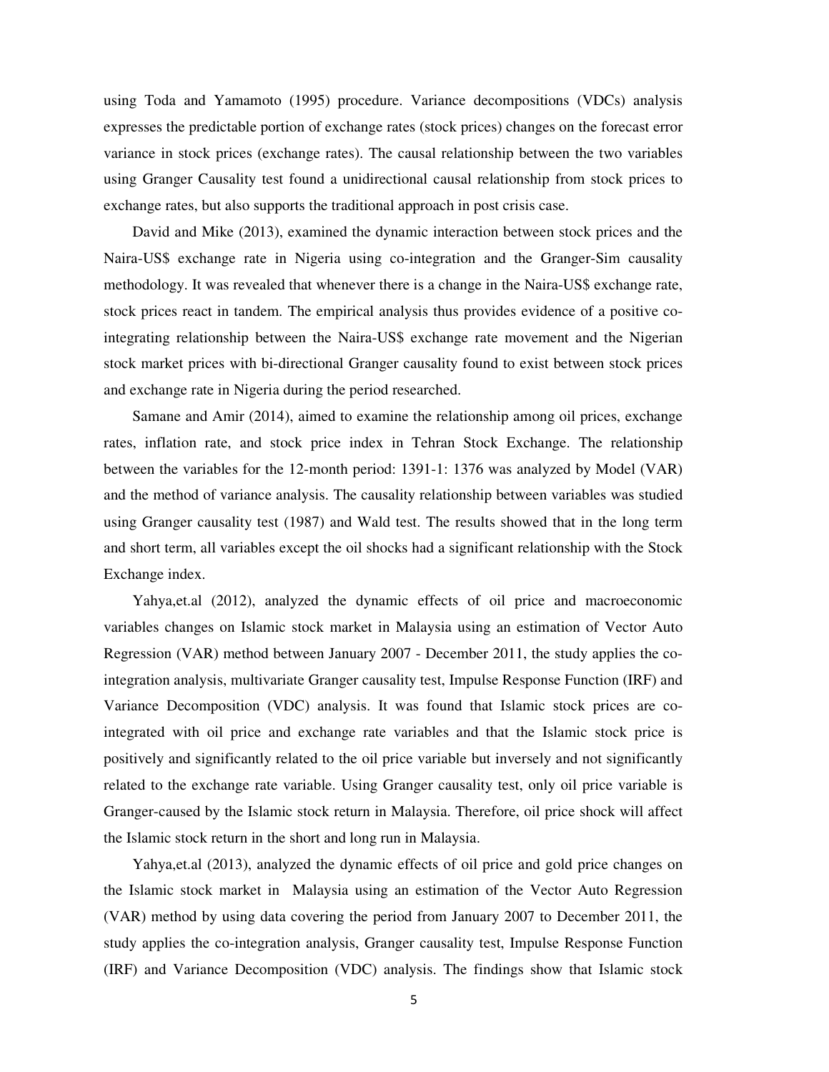using Toda and Yamamoto (1995) procedure. Variance decompositions (VDCs) analysis expresses the predictable portion of exchange rates (stock prices) changes on the forecast error variance in stock prices (exchange rates). The causal relationship between the two variables using Granger Causality test found a unidirectional causal relationship from stock prices to exchange rates, but also supports the traditional approach in post crisis case.

David and Mike (2013), examined the dynamic interaction between stock prices and the Naira-US$ exchange rate in Nigeria using co-integration and the Granger-Sim causality methodology. It was revealed that whenever there is a change in the Naira-US$ exchange rate, stock prices react in tandem. The empirical analysis thus provides evidence of a positive co-integrating relationship between the Naira-US$ exchange rate movement and the Nigerian stock market prices with bi-directional Granger causality found to exist between stock prices and exchange rate in Nigeria during the period researched.

Samane and Amir (2014), aimed to examine the relationship among oil prices, exchange rates, inflation rate, and stock price index in Tehran Stock Exchange. The relationship between the variables for the 12-month period: 1391-1: 1376 was analyzed by Model (VAR) and the method of variance analysis. The causality relationship between variables was studied using Granger causality test (1987) and Wald test. The results showed that in the long term and short term, all variables except the oil shocks had a significant relationship with the Stock Exchange index.

Yahya,et.al (2012), analyzed the dynamic effects of oil price and macroeconomic variables changes on Islamic stock market in Malaysia using an estimation of Vector Auto Regression (VAR) method between January 2007 - December 2011, the study applies the co-integration analysis, multivariate Granger causality test, Impulse Response Function (IRF) and Variance Decomposition (VDC) analysis. It was found that Islamic stock prices are co-integrated with oil price and exchange rate variables and that the Islamic stock price is positively and significantly related to the oil price variable but inversely and not significantly related to the exchange rate variable. Using Granger causality test, only oil price variable is Granger-caused by the Islamic stock return in Malaysia. Therefore, oil price shock will affect the Islamic stock return in the short and long run in Malaysia.

Yahya,et.al (2013), analyzed the dynamic effects of oil price and gold price changes on the Islamic stock market in Malaysia using an estimation of the Vector Auto Regression (VAR) method by using data covering the period from January 2007 to December 2011, the study applies the co-integration analysis, Granger causality test, Impulse Response Function (IRF) and Variance Decomposition (VDC) analysis. The findings show that Islamic stock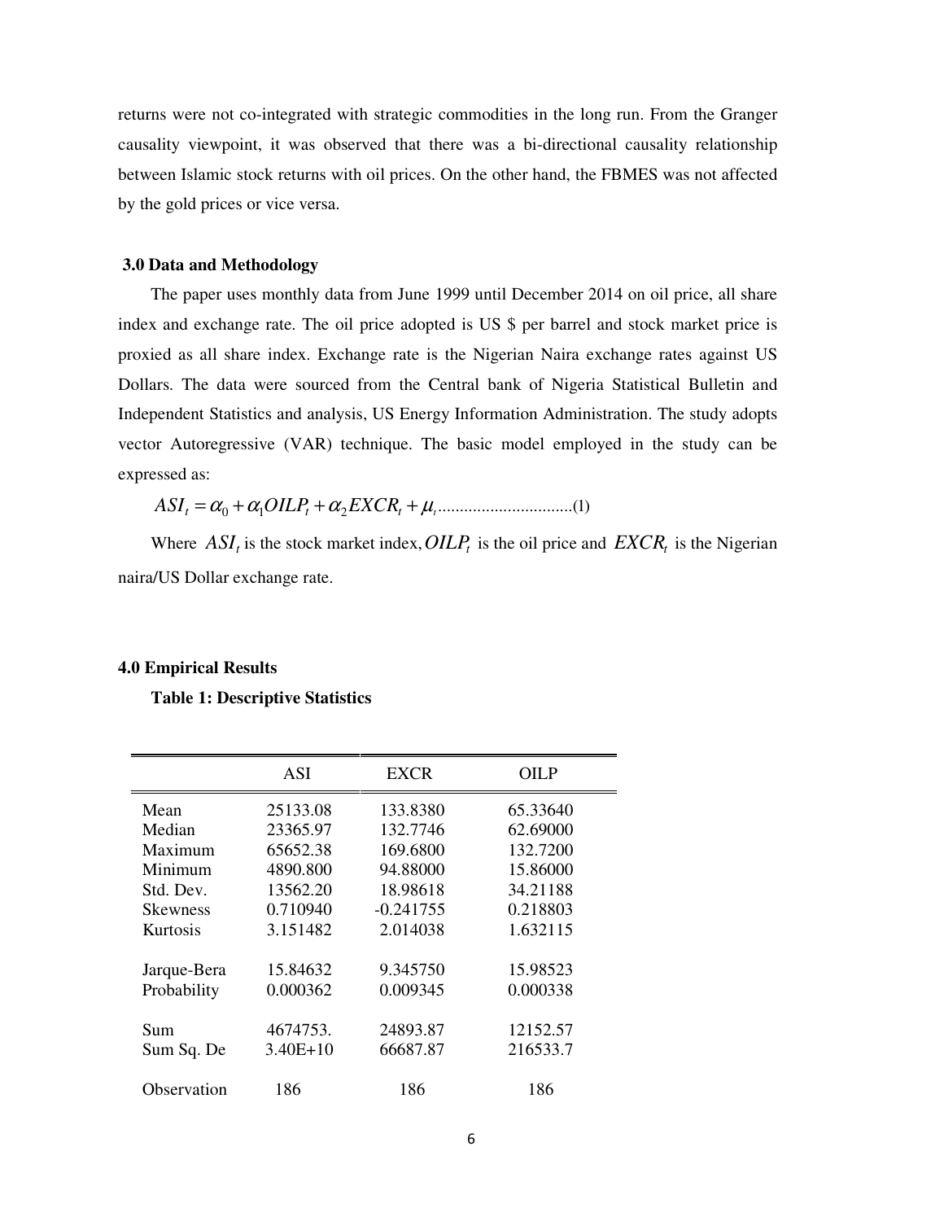returns were not co-integrated with strategic commodities in the long run. From the Granger causality viewpoint, it was observed that there was a bi-directional causality relationship between Islamic stock returns with oil prices. On the other hand, the FBMES was not affected by the gold prices or vice versa.

## 3.0 Data and Methodology

The paper uses monthly data from June 1999 until December 2014 on oil price, all share index and exchange rate. The oil price adopted is US $ per barrel and stock market price is proxied as all share index. Exchange rate is the Nigerian Naira exchange rates against US Dollars. The data were sourced from the Central bank of Nigeria Statistical Bulletin and Independent Statistics and analysis, US Energy Information Administration. The study adopts vector Autoregressive (VAR) technique. The basic model employed in the study can be expressed as:

$$ASI_t = \alpha_0 + \alpha_1 OILP_t + \alpha_2 EXCR_t + \mu_t \qquad (1)$$

Where $ASI_t$ is the stock market index, $OILP_t$ is the oil price and $EXCR_t$ is the Nigerian naira/US Dollar exchange rate.

## 4.0 Empirical Results

**Table 1: Descriptive Statistics**

| | ASI | EXCR | OILP |
|---|---|---|---|
| Mean | 25133.08 | 133.8380 | 65.33640 |
| Median | 23365.97 | 132.7746 | 62.69000 |
| Maximum | 65652.38 | 169.6800 | 132.7200 |
| Minimum | 4890.800 | 94.88000 | 15.86000 |
| Std. Dev. | 13562.20 | 18.98618 | 34.21188 |
| Skewness | 0.710940 | -0.241755 | 0.218803 |
| Kurtosis | 3.151482 | 2.014038 | 1.632115 |
| Jarque-Bera | 15.84632 | 9.345750 | 15.98523 |
| Probability | 0.000362 | 0.009345 | 0.000338 |
| Sum | 4674753. | 24893.87 | 12152.57 |
| Sum Sq. De | 3.40E+10 | 66687.87 | 216533.7 |
| Observation | 186 | 186 | 186 |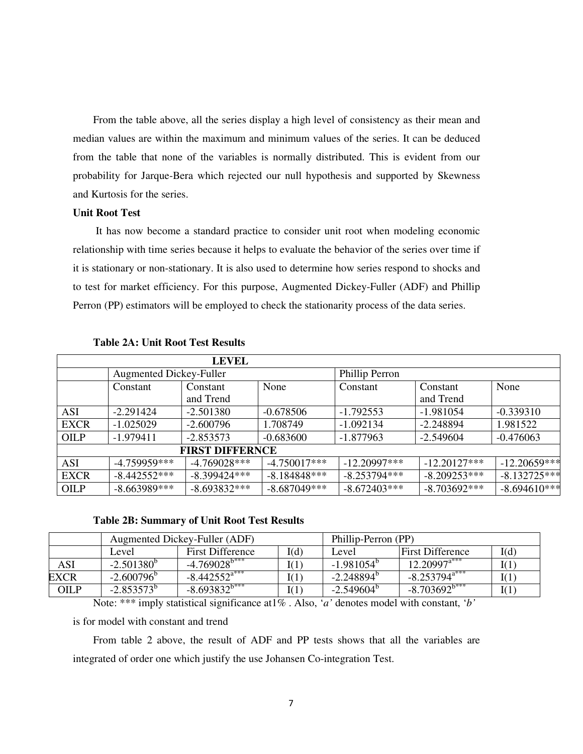From the table above, all the series display a high level of consistency as their mean and median values are within the maximum and minimum values of the series. It can be deduced from the table that none of the variables is normally distributed. This is evident from our probability for Jarque-Bera which rejected our null hypothesis and supported by Skewness and Kurtosis for the series.

**Unit Root Test**

It has now become a standard practice to consider unit root when modeling economic relationship with time series because it helps to evaluate the behavior of the series over time if it is stationary or non-stationary. It is also used to determine how series respond to shocks and to test for market efficiency. For this purpose, Augmented Dickey-Fuller (ADF) and Phillip Perron (PP) estimators will be employed to check the stationarity process of the data series.

**Table 2A: Unit Root Test Results**

| LEVEL | | | | | | |
|---|---|---|---|---|---|---|
| | Augmented Dickey-Fuller | | | Phillip Perron | | |
| | Constant | Constant and Trend | None | Constant | Constant and Trend | None |
| ASI | -2.291424 | -2.501380 | -0.678506 | -1.792553 | -1.981054 | -0.339310 |
| EXCR | -1.025029 | -2.600796 | 1.708749 | -1.092134 | -2.248894 | 1.981522 |
| OILP | -1.979411 | -2.853573 | -0.683600 | -1.877963 | -2.549604 | -0.476063 |
| **FIRST DIFFERNCE** | | | | | | |
| ASI | -4.759959*** | -4.769028*** | -4.750017*** | -12.20997*** | -12.20127*** | -12.20659*** |
| EXCR | -8.442552*** | -8.399424*** | -8.184848*** | -8.253794*** | -8.209253*** | -8.132725*** |
| OILP | -8.663989*** | -8.693832*** | -8.687049*** | -8.672403*** | -8.703692*** | -8.694610*** |

**Table 2B: Summary of Unit Root Test Results**

| | Augmented Dickey-Fuller (ADF) | | | Phillip-Perron (PP) | | |
|---|---|---|---|---|---|---|
| | Level | First Difference | I(d) | Level | First Difference | I(d) |
| ASI | -2.501380[b] | -4.769028[b***] | I(1) | -1.981054[b] | 12.20997[a***] | I(1) |
| EXCR | -2.600796[b] | -8.442552[a***] | I(1) | -2.248894[b] | -8.253794[a***] | I(1) |
| OILP | -2.853573[b] | -8.693832[b***] | I(1) | -2.549604[b] | -8.703692[b***] | I(1) |

Note: *** imply statistical significance at1% . Also, '*a*' denotes model with constant, '*b*' is for model with constant and trend

From table 2 above, the result of ADF and PP tests shows that all the variables are integrated of order one which justify the use Johansen Co-integration Test.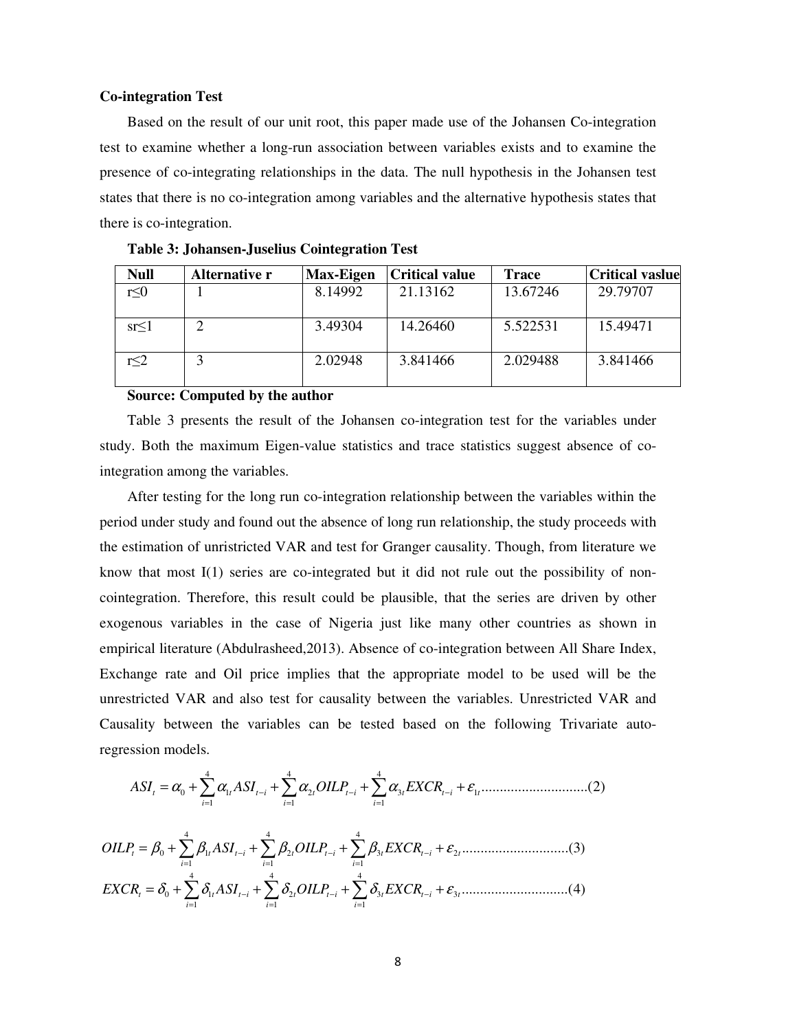**Co-integration Test**

Based on the result of our unit root, this paper made use of the Johansen Co-integration test to examine whether a long-run association between variables exists and to examine the presence of co-integrating relationships in the data. The null hypothesis in the Johansen test states that there is no co-integration among variables and the alternative hypothesis states that there is co-integration.

**Table 3: Johansen-Juselius Cointegration Test**

| Null | Alternative r | Max-Eigen | Critical value | Trace | Critical vaslue |
|---|---|---|---|---|---|
| r≤0 | 1 | 8.14992 | 21.13162 | 13.67246 | 29.79707 |
| sr≤1 | 2 | 3.49304 | 14.26460 | 5.522531 | 15.49471 |
| r≤2 | 3 | 2.02948 | 3.841466 | 2.029488 | 3.841466 |

**Source: Computed by the author**

Table 3 presents the result of the Johansen co-integration test for the variables under study. Both the maximum Eigen-value statistics and trace statistics suggest absence of co-integration among the variables.

After testing for the long run co-integration relationship between the variables within the period under study and found out the absence of long run relationship, the study proceeds with the estimation of unrestricted VAR and test for Granger causality. Though, from literature we know that most I(1) series are co-integrated but it did not rule out the possibility of non-cointegration. Therefore, this result could be plausible, that the series are driven by other exogenous variables in the case of Nigeria just like many other countries as shown in empirical literature (Abdulrasheed,2013). Absence of co-integration between All Share Index, Exchange rate and Oil price implies that the appropriate model to be used will be the unrestricted VAR and also test for causality between the variables. Unrestricted VAR and Causality between the variables can be tested based on the following Trivariate auto-regression models.

$$ASI_t = \alpha_0 + \sum_{i=1}^{4} \alpha_{1t} ASI_{t-i} + \sum_{i=1}^{4} \alpha_{2t} OILP_{t-i} + \sum_{i=1}^{4} \alpha_{3t} EXCR_{t-i} + \varepsilon_{1t} \quad (2)$$

$$OILP_t = \beta_0 + \sum_{i=1}^{4} \beta_{1t} ASI_{t-i} + \sum_{i=1}^{4} \beta_{2t} OILP_{t-i} + \sum_{i=1}^{4} \beta_{3t} EXCR_{t-i} + \varepsilon_{2t} \quad (3)$$

$$EXCR_t = \delta_0 + \sum_{i=1}^{4} \delta_{1t} ASI_{t-i} + \sum_{i=1}^{4} \delta_{2t} OILP_{t-i} + \sum_{i=1}^{4} \delta_{3t} EXCR_{t-i} + \varepsilon_{3t} \quad (4)$$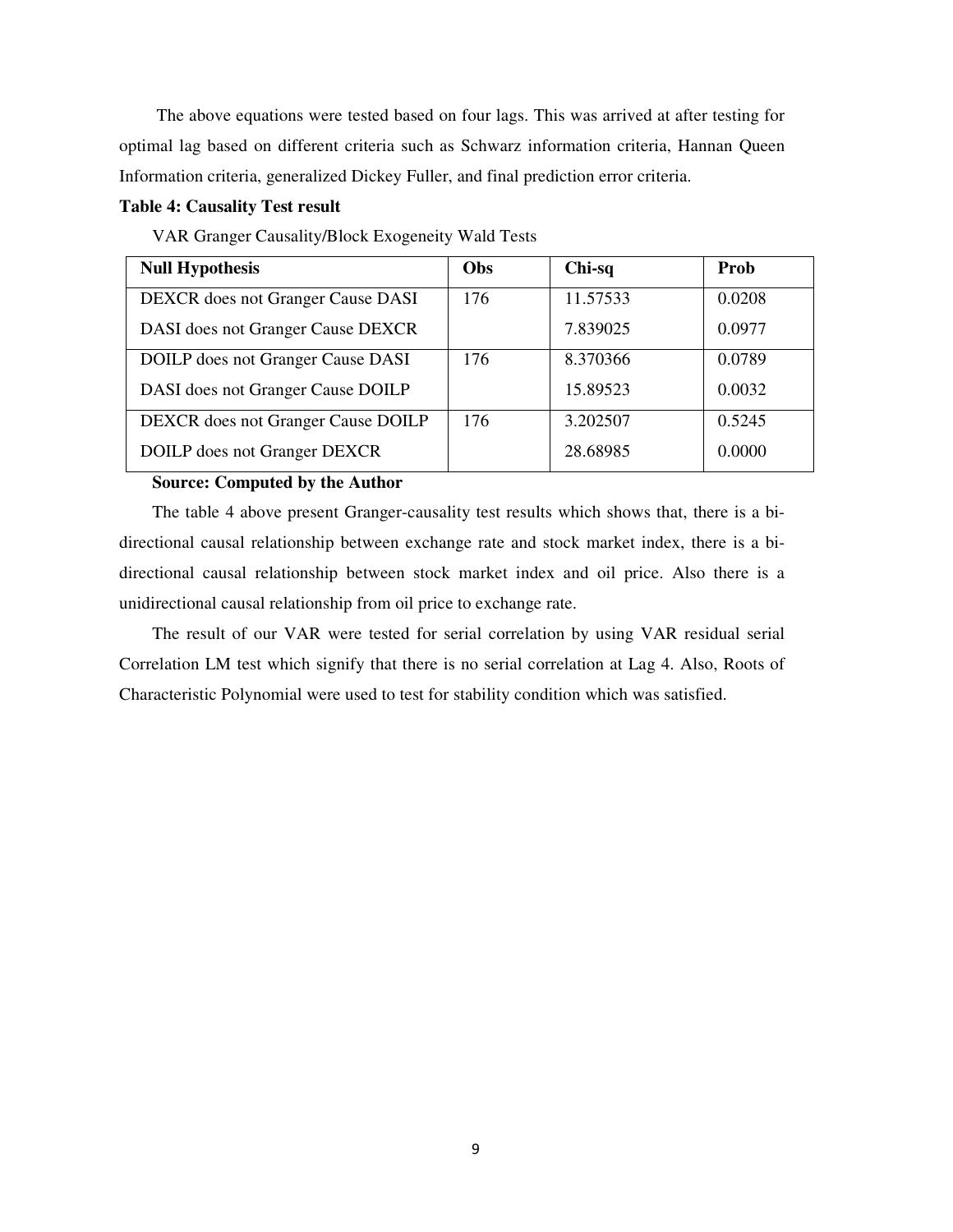The above equations were tested based on four lags. This was arrived at after testing for optimal lag based on different criteria such as Schwarz information criteria, Hannan Queen Information criteria, generalized Dickey Fuller, and final prediction error criteria.

**Table 4: Causality Test result**

VAR Granger Causality/Block Exogeneity Wald Tests

| Null Hypothesis | Obs | Chi-sq | Prob |
|---|---|---|---|
| DEXCR does not Granger Cause DASI | 176 | 11.57533 | 0.0208 |
| DASI does not Granger Cause DEXCR | | 7.839025 | 0.0977 |
| DOILP does not Granger Cause DASI | 176 | 8.370366 | 0.0789 |
| DASI does not Granger Cause DOILP | | 15.89523 | 0.0032 |
| DEXCR does not Granger Cause DOILP | 176 | 3.202507 | 0.5245 |
| DOILP does not Granger DEXCR | | 28.68985 | 0.0000 |

**Source: Computed by the Author**

The table 4 above present Granger-causality test results which shows that, there is a bi-directional causal relationship between exchange rate and stock market index, there is a bi-directional causal relationship between stock market index and oil price. Also there is a unidirectional causal relationship from oil price to exchange rate.

The result of our VAR were tested for serial correlation by using VAR residual serial Correlation LM test which signify that there is no serial correlation at Lag 4. Also, Roots of Characteristic Polynomial were used to test for stability condition which was satisfied.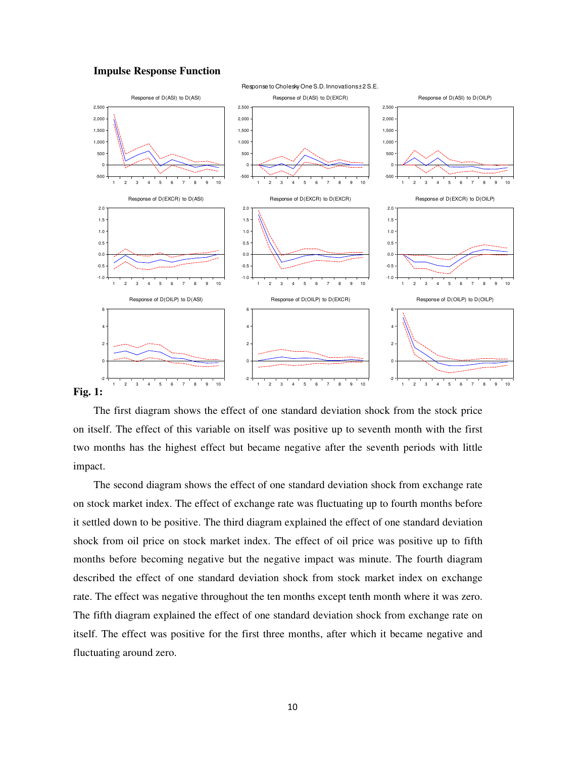**Impulse Response Function**

**Fig. 1:**

The first diagram shows the effect of one standard deviation shock from the stock price on itself. The effect of this variable on itself was positive up to seventh month with the first two months has the highest effect but became negative after the seventh periods with little impact.

The second diagram shows the effect of one standard deviation shock from exchange rate on stock market index. The effect of exchange rate was fluctuating up to fourth months before it settled down to be positive. The third diagram explained the effect of one standard deviation shock from oil price on stock market index. The effect of oil price was positive up to fifth months before becoming negative but the negative impact was minute. The fourth diagram described the effect of one standard deviation shock from stock market index on exchange rate. The effect was negative throughout the ten months except tenth month where it was zero. The fifth diagram explained the effect of one standard deviation shock from exchange rate on itself. The effect was positive for the first three months, after which it became negative and fluctuating around zero.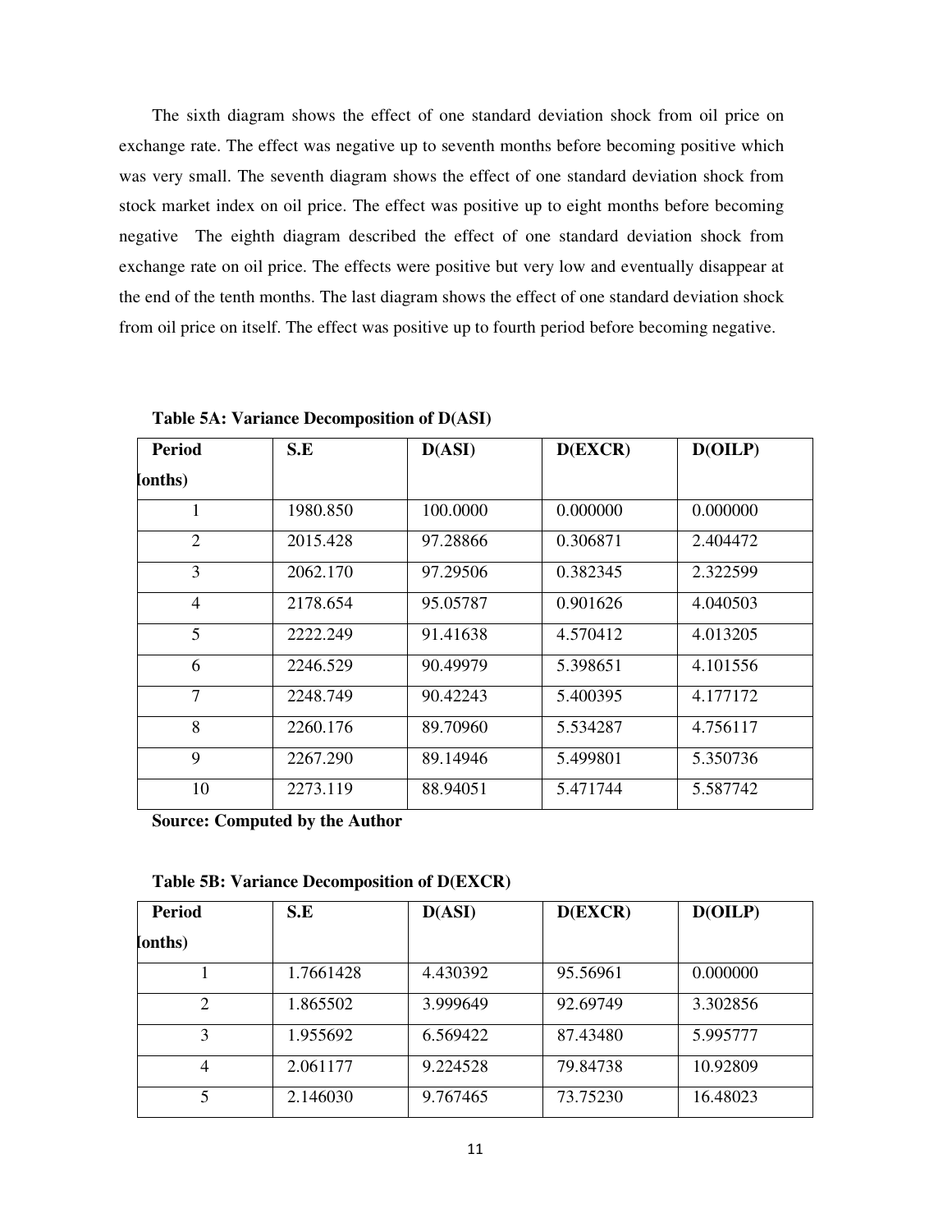The sixth diagram shows the effect of one standard deviation shock from oil price on exchange rate. The effect was negative up to seventh months before becoming positive which was very small. The seventh diagram shows the effect of one standard deviation shock from stock market index on oil price. The effect was positive up to eight months before becoming negative  The eighth diagram described the effect of one standard deviation shock from exchange rate on oil price. The effects were positive but very low and eventually disappear at the end of the tenth months. The last diagram shows the effect of one standard deviation shock from oil price on itself. The effect was positive up to fourth period before becoming negative.

**Table 5A: Variance Decomposition of D(ASI)**

| Period (Months) | S.E | D(ASI) | D(EXCR) | D(OILP) |
|---|---|---|---|---|
| 1 | 1980.850 | 100.0000 | 0.000000 | 0.000000 |
| 2 | 2015.428 | 97.28866 | 0.306871 | 2.404472 |
| 3 | 2062.170 | 97.29506 | 0.382345 | 2.322599 |
| 4 | 2178.654 | 95.05787 | 0.901626 | 4.040503 |
| 5 | 2222.249 | 91.41638 | 4.570412 | 4.013205 |
| 6 | 2246.529 | 90.49979 | 5.398651 | 4.101556 |
| 7 | 2248.749 | 90.42243 | 5.400395 | 4.177172 |
| 8 | 2260.176 | 89.70960 | 5.534287 | 4.756117 |
| 9 | 2267.290 | 89.14946 | 5.499801 | 5.350736 |
| 10 | 2273.119 | 88.94051 | 5.471744 | 5.587742 |

**Source: Computed by the Author**

**Table 5B: Variance Decomposition of D(EXCR)**

| Period (Months) | S.E | D(ASI) | D(EXCR) | D(OILP) |
|---|---|---|---|---|
| 1 | 1.7661428 | 4.430392 | 95.56961 | 0.000000 |
| 2 | 1.865502 | 3.999649 | 92.69749 | 3.302856 |
| 3 | 1.955692 | 6.569422 | 87.43480 | 5.995777 |
| 4 | 2.061177 | 9.224528 | 79.84738 | 10.92809 |
| 5 | 2.146030 | 9.767465 | 73.75230 | 16.48023 |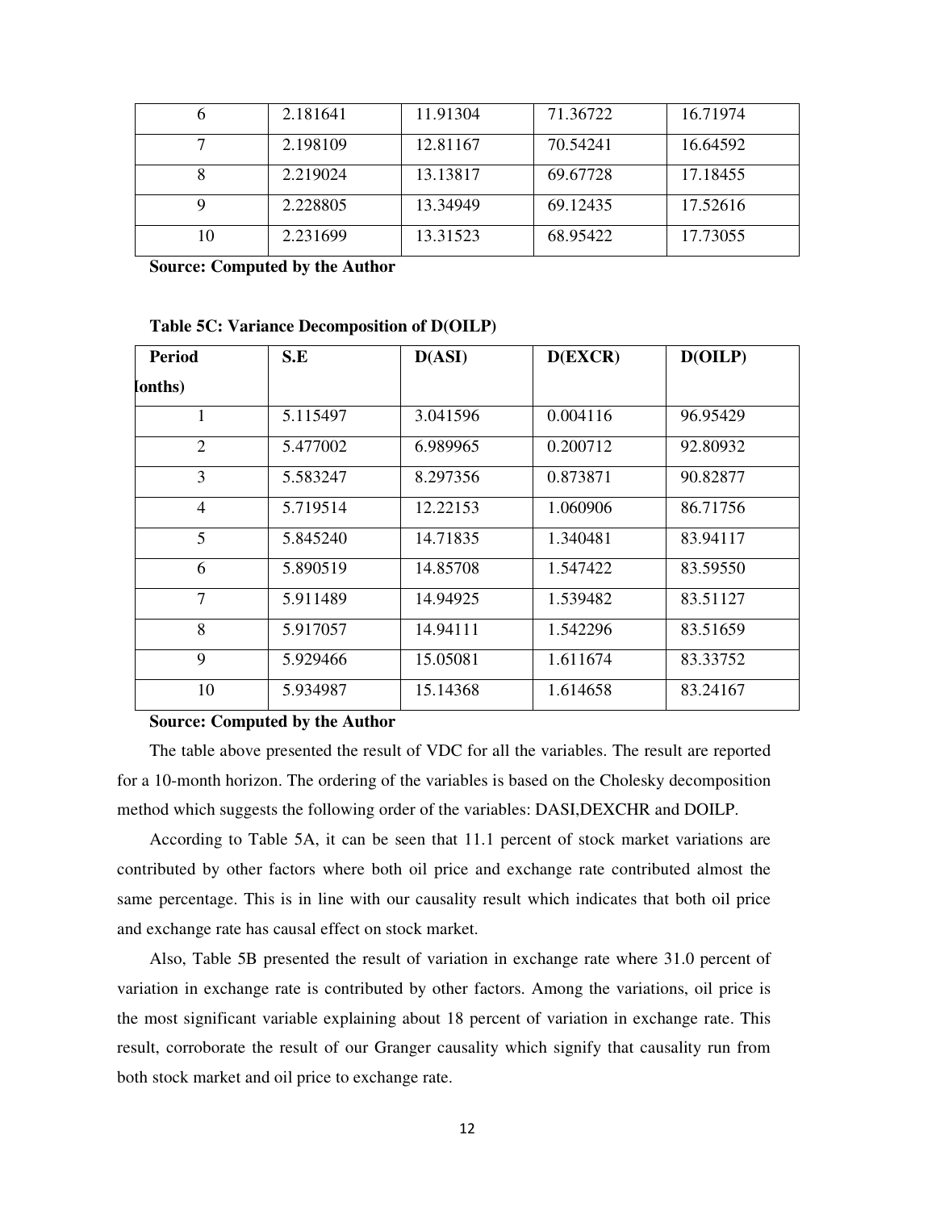| 6 | 2.181641 | 11.91304 | 71.36722 | 16.71974 |
|---|---|---|---|---|
| 7 | 2.198109 | 12.81167 | 70.54241 | 16.64592 |
| 8 | 2.219024 | 13.13817 | 69.67728 | 17.18455 |
| 9 | 2.228805 | 13.34949 | 69.12435 | 17.52616 |
| 10 | 2.231699 | 13.31523 | 68.95422 | 17.73055 |

**Source: Computed by the Author**

**Table 5C: Variance Decomposition of D(OILP)**

| Period (Months) | S.E | D(ASI) | D(EXCR) | D(OILP) |
|---|---|---|---|---|
| 1 | 5.115497 | 3.041596 | 0.004116 | 96.95429 |
| 2 | 5.477002 | 6.989965 | 0.200712 | 92.80932 |
| 3 | 5.583247 | 8.297356 | 0.873871 | 90.82877 |
| 4 | 5.719514 | 12.22153 | 1.060906 | 86.71756 |
| 5 | 5.845240 | 14.71835 | 1.340481 | 83.94117 |
| 6 | 5.890519 | 14.85708 | 1.547422 | 83.59550 |
| 7 | 5.911489 | 14.94925 | 1.539482 | 83.51127 |
| 8 | 5.917057 | 14.94111 | 1.542296 | 83.51659 |
| 9 | 5.929466 | 15.05081 | 1.611674 | 83.33752 |
| 10 | 5.934987 | 15.14368 | 1.614658 | 83.24167 |

**Source: Computed by the Author**

The table above presented the result of VDC for all the variables. The result are reported for a 10-month horizon. The ordering of the variables is based on the Cholesky decomposition method which suggests the following order of the variables: DASI,DEXCHR and DOILP.

According to Table 5A, it can be seen that 11.1 percent of stock market variations are contributed by other factors where both oil price and exchange rate contributed almost the same percentage. This is in line with our causality result which indicates that both oil price and exchange rate has causal effect on stock market.

Also, Table 5B presented the result of variation in exchange rate where 31.0 percent of variation in exchange rate is contributed by other factors. Among the variations, oil price is the most significant variable explaining about 18 percent of variation in exchange rate. This result, corroborate the result of our Granger causality which signify that causality run from both stock market and oil price to exchange rate.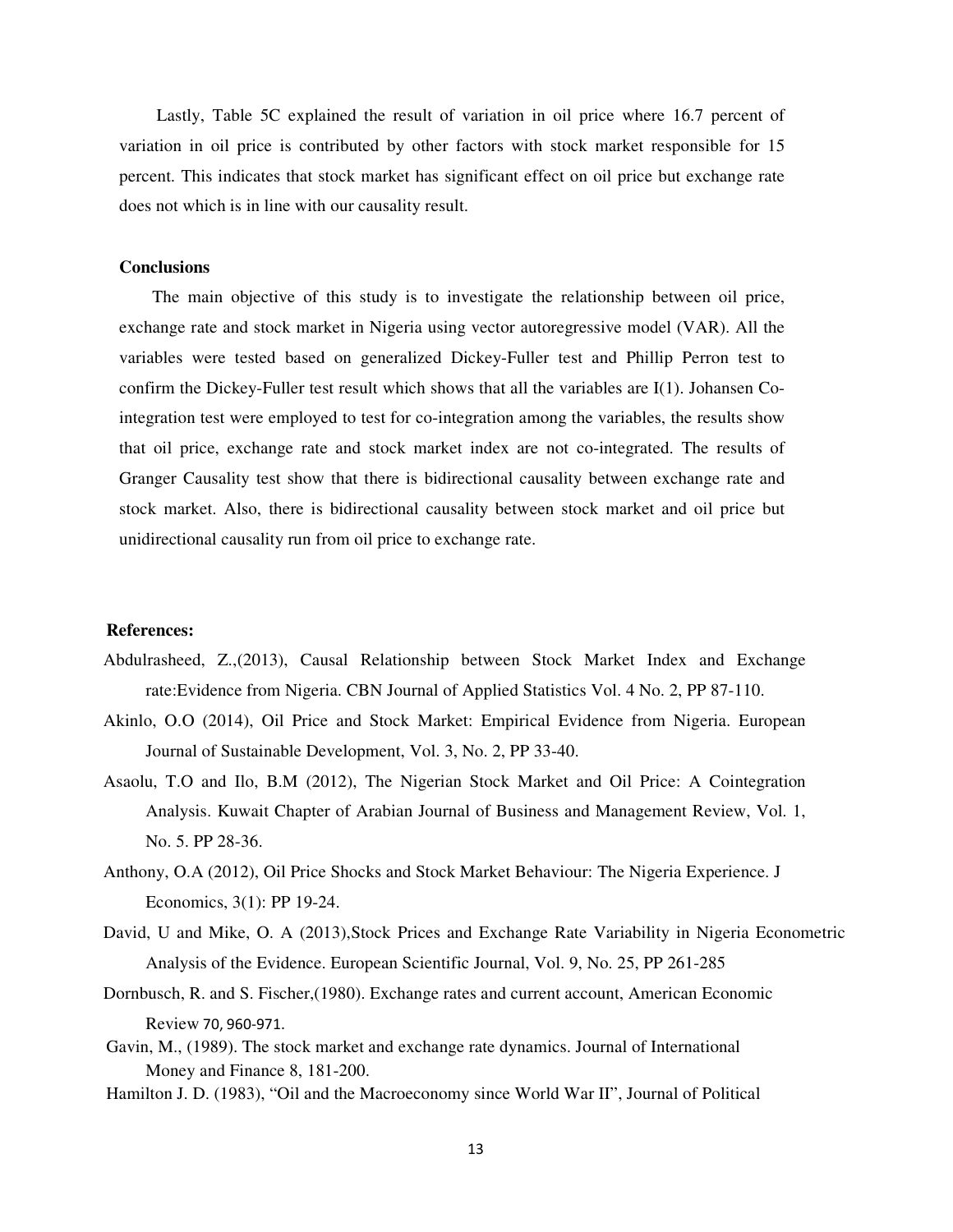Lastly, Table 5C explained the result of variation in oil price where 16.7 percent of variation in oil price is contributed by other factors with stock market responsible for 15 percent. This indicates that stock market has significant effect on oil price but exchange rate does not which is in line with our causality result.

**Conclusions**

The main objective of this study is to investigate the relationship between oil price, exchange rate and stock market in Nigeria using vector autoregressive model (VAR). All the variables were tested based on generalized Dickey-Fuller test and Phillip Perron test to confirm the Dickey-Fuller test result which shows that all the variables are I(1). Johansen Co-integration test were employed to test for co-integration among the variables, the results show that oil price, exchange rate and stock market index are not co-integrated. The results of Granger Causality test show that there is bidirectional causality between exchange rate and stock market. Also, there is bidirectional causality between stock market and oil price but unidirectional causality run from oil price to exchange rate.

**References:**

Abdulrasheed, Z.,(2013), Causal Relationship between Stock Market Index and Exchange rate:Evidence from Nigeria. CBN Journal of Applied Statistics Vol. 4 No. 2, PP 87-110.

Akinlo, O.O (2014), Oil Price and Stock Market: Empirical Evidence from Nigeria. European Journal of Sustainable Development, Vol. 3, No. 2, PP 33-40.

Asaolu, T.O and Ilo, B.M (2012), The Nigerian Stock Market and Oil Price: A Cointegration Analysis. Kuwait Chapter of Arabian Journal of Business and Management Review, Vol. 1, No. 5. PP 28-36.

Anthony, O.A (2012), Oil Price Shocks and Stock Market Behaviour: The Nigeria Experience. J Economics, 3(1): PP 19-24.

David, U and Mike, O. A (2013),Stock Prices and Exchange Rate Variability in Nigeria Econometric Analysis of the Evidence. European Scientific Journal, Vol. 9, No. 25, PP 261-285

Dornbusch, R. and S. Fischer,(1980). Exchange rates and current account, American Economic Review 70, 960-971.

Gavin, M., (1989). The stock market and exchange rate dynamics. Journal of International Money and Finance 8, 181-200.

Hamilton J. D. (1983), "Oil and the Macroeconomy since World War II", Journal of Political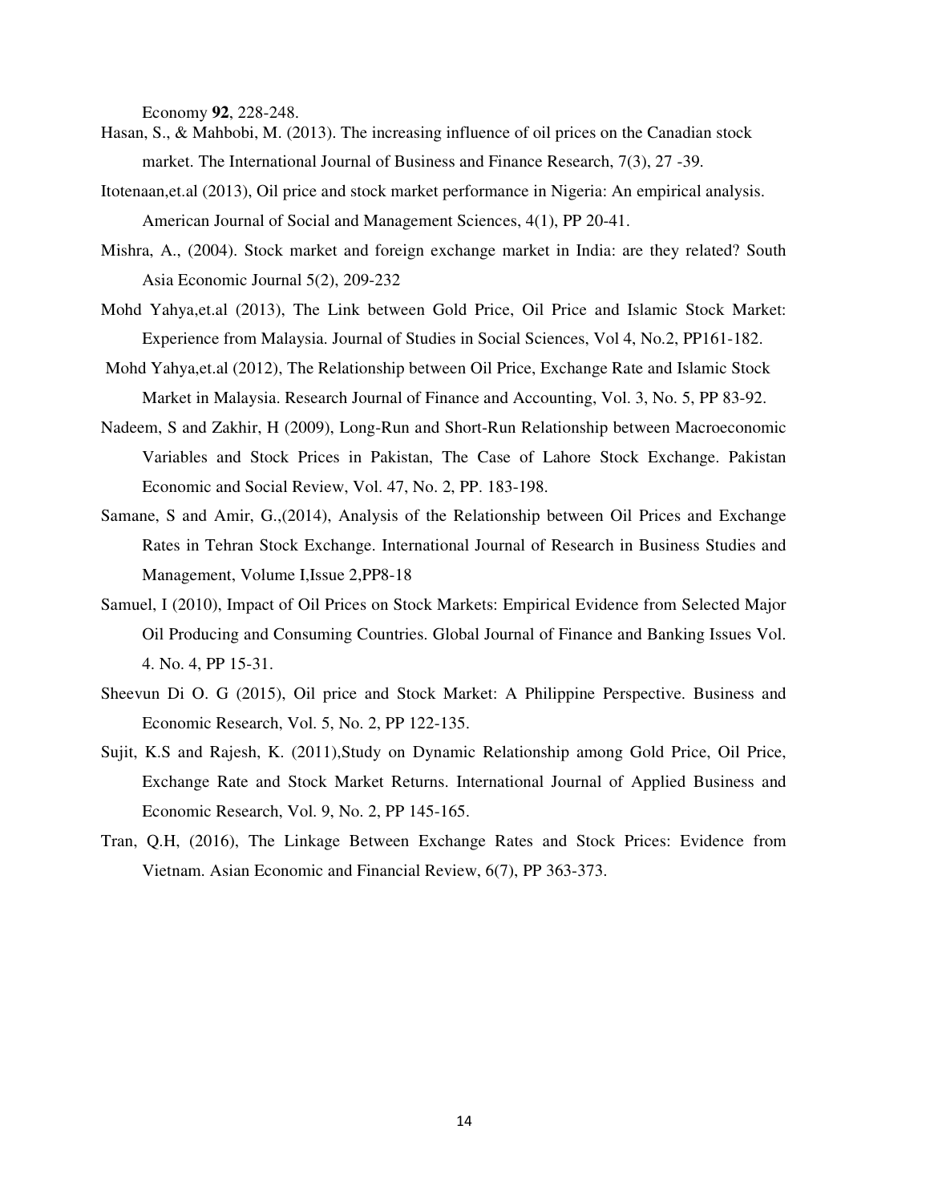Economy **92**, 228-248.

Hasan, S., & Mahbobi, M. (2013). The increasing influence of oil prices on the Canadian stock market. The International Journal of Business and Finance Research, 7(3), 27 -39.

Itotenaan,et.al (2013), Oil price and stock market performance in Nigeria: An empirical analysis. American Journal of Social and Management Sciences, 4(1), PP 20-41.

Mishra, A., (2004). Stock market and foreign exchange market in India: are they related? South Asia Economic Journal 5(2), 209-232

Mohd Yahya,et.al (2013), The Link between Gold Price, Oil Price and Islamic Stock Market: Experience from Malaysia. Journal of Studies in Social Sciences, Vol 4, No.2, PP161-182.

Mohd Yahya,et.al (2012), The Relationship between Oil Price, Exchange Rate and Islamic Stock Market in Malaysia. Research Journal of Finance and Accounting, Vol. 3, No. 5, PP 83-92.

Nadeem, S and Zakhir, H (2009), Long-Run and Short-Run Relationship between Macroeconomic Variables and Stock Prices in Pakistan, The Case of Lahore Stock Exchange. Pakistan Economic and Social Review, Vol. 47, No. 2, PP. 183-198.

Samane, S and Amir, G.,(2014), Analysis of the Relationship between Oil Prices and Exchange Rates in Tehran Stock Exchange. International Journal of Research in Business Studies and Management, Volume I,Issue 2,PP8-18

Samuel, I (2010), Impact of Oil Prices on Stock Markets: Empirical Evidence from Selected Major Oil Producing and Consuming Countries. Global Journal of Finance and Banking Issues Vol. 4. No. 4, PP 15-31.

Sheevun Di O. G (2015), Oil price and Stock Market: A Philippine Perspective. Business and Economic Research, Vol. 5, No. 2, PP 122-135.

Sujit, K.S and Rajesh, K. (2011),Study on Dynamic Relationship among Gold Price, Oil Price, Exchange Rate and Stock Market Returns. International Journal of Applied Business and Economic Research, Vol. 9, No. 2, PP 145-165.

Tran, Q.H, (2016), The Linkage Between Exchange Rates and Stock Prices: Evidence from Vietnam. Asian Economic and Financial Review, 6(7), PP 363-373.